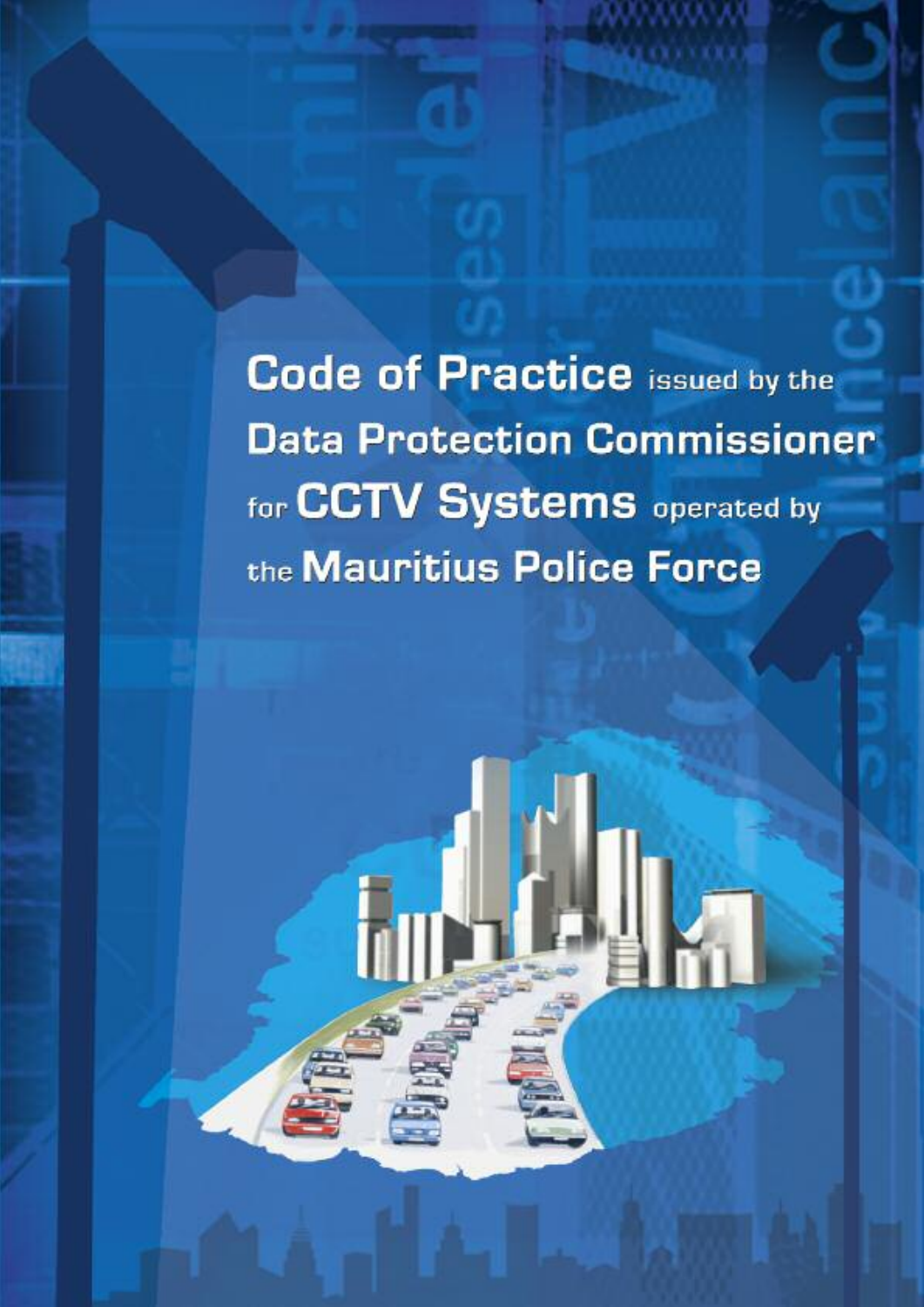# Code of Practice issued by the Data Protection Commissioner for CCTV Systems operated by the Mauritius Police Force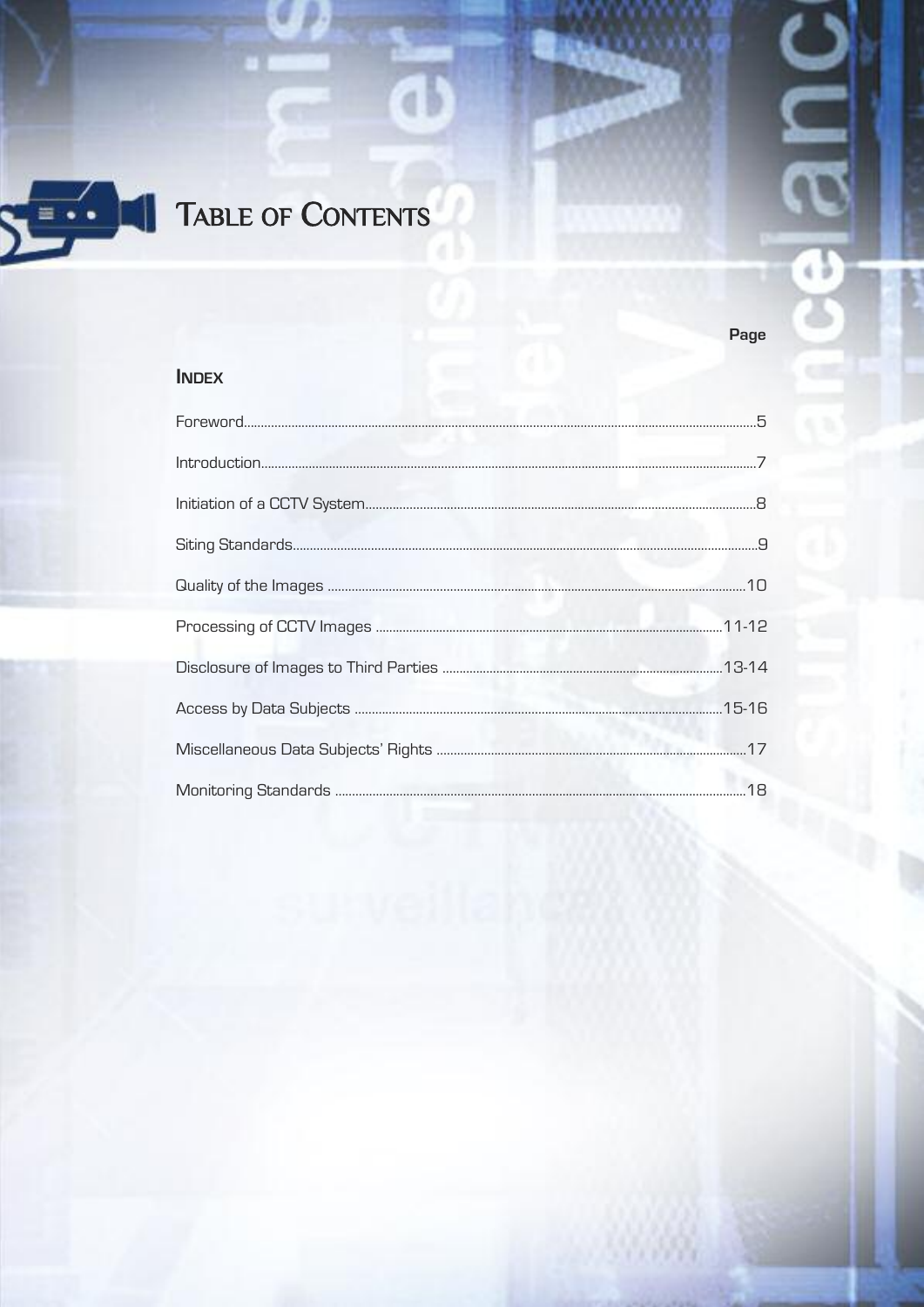# Table of Contents

## Index

| | Page |
|---|---|
| Foreword | 5 |
| Introduction | 7 |
| Initiation of a CCTV System | 8 |
| Siting Standards | 9 |
| Quality of the Images | 10 |
| Processing of CCTV Images | 11-12 |
| Disclosure of Images to Third Parties | 13-14 |
| Access by Data Subjects | 15-16 |
| Miscellaneous Data Subjects' Rights | 17 |
| Monitoring Standards | 18 |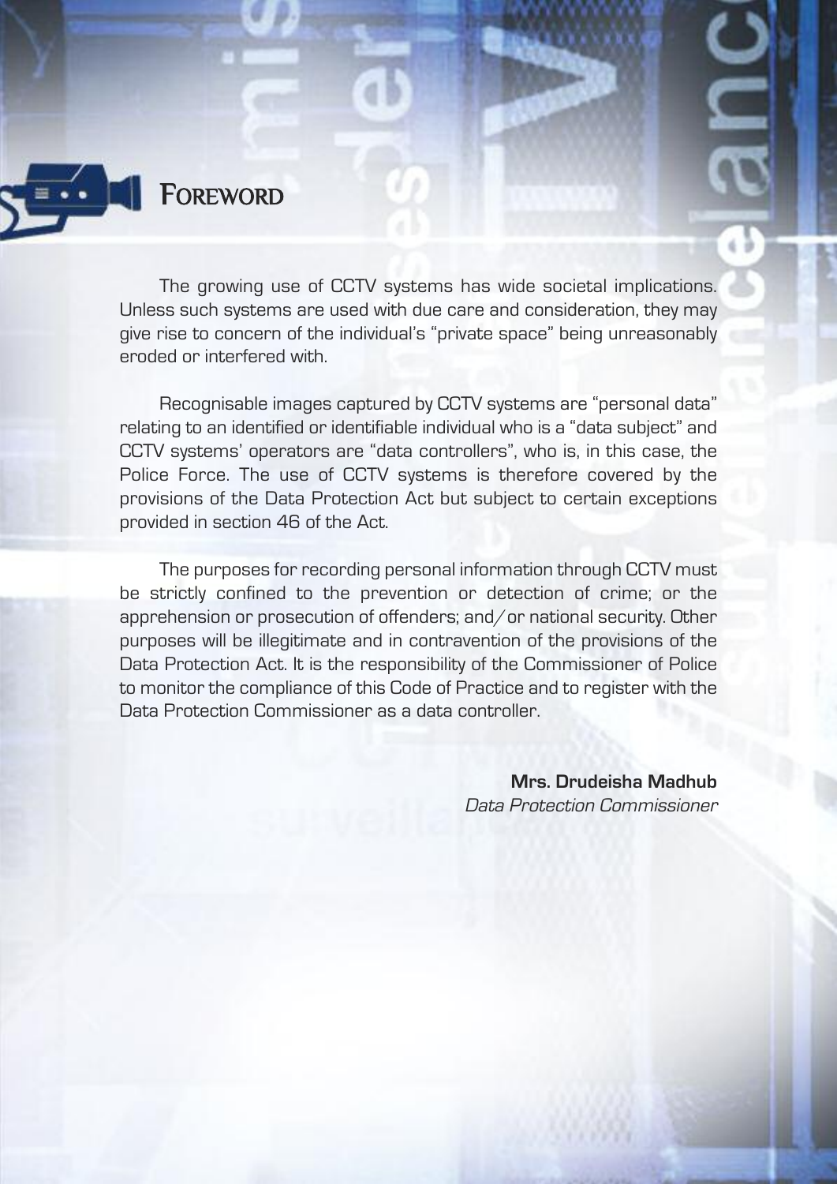# Foreword

The growing use of CCTV systems has wide societal implications. Unless such systems are used with due care and consideration, they may give rise to concern of the individual's "private space" being unreasonably eroded or interfered with.

Recognisable images captured by CCTV systems are "personal data" relating to an identified or identifiable individual who is a "data subject" and CCTV systems' operators are "data controllers", who is, in this case, the Police Force. The use of CCTV systems is therefore covered by the provisions of the Data Protection Act but subject to certain exceptions provided in section 46 of the Act.

The purposes for recording personal information through CCTV must be strictly confined to the prevention or detection of crime; or the apprehension or prosecution of offenders; and/or national security. Other purposes will be illegitimate and in contravention of the provisions of the Data Protection Act. It is the responsibility of the Commissioner of Police to monitor the compliance of this Code of Practice and to register with the Data Protection Commissioner as a data controller.

**Mrs. Drudeisha Madhub**
*Data Protection Commissioner*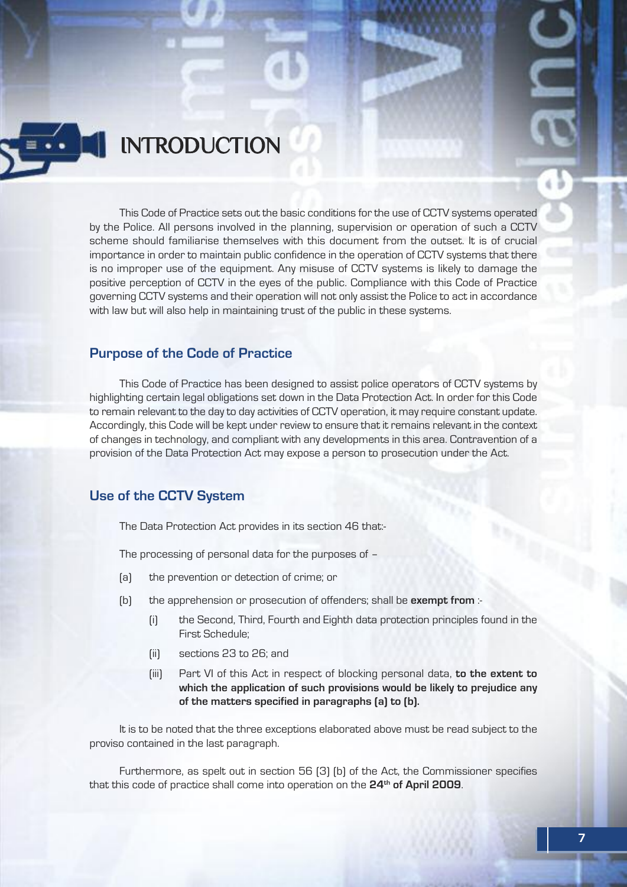# INTRODUCTION

This Code of Practice sets out the basic conditions for the use of CCTV systems operated by the Police. All persons involved in the planning, supervision or operation of such a CCTV scheme should familiarise themselves with this document from the outset. It is of crucial importance in order to maintain public confidence in the operation of CCTV systems that there is no improper use of the equipment. Any misuse of CCTV systems is likely to damage the positive perception of CCTV in the eyes of the public. Compliance with this Code of Practice governing CCTV systems and their operation will not only assist the Police to act in accordance with law but will also help in maintaining trust of the public in these systems.

## Purpose of the Code of Practice

This Code of Practice has been designed to assist police operators of CCTV systems by highlighting certain legal obligations set down in the Data Protection Act. In order for this Code to remain relevant to the day to day activities of CCTV operation, it may require constant update. Accordingly, this Code will be kept under review to ensure that it remains relevant in the context of changes in technology, and compliant with any developments in this area. Contravention of a provision of the Data Protection Act may expose a person to prosecution under the Act.

## Use of the CCTV System

The Data Protection Act provides in its section 46 that:-

The processing of personal data for the purposes of –

(a) the prevention or detection of crime; or

(b) the apprehension or prosecution of offenders; shall be **exempt from** :-

- (i) the Second, Third, Fourth and Eighth data protection principles found in the First Schedule;
- (ii) sections 23 to 26; and
- (iii) Part VI of this Act in respect of blocking personal data, **to the extent to which the application of such provisions would be likely to prejudice any of the matters specified in paragraphs (a) to (b).**

It is to be noted that the three exceptions elaborated above must be read subject to the proviso contained in the last paragraph.

Furthermore, as spelt out in section 56 (3) (b) of the Act, the Commissioner specifies that this code of practice shall come into operation on the **24th of April 2009**.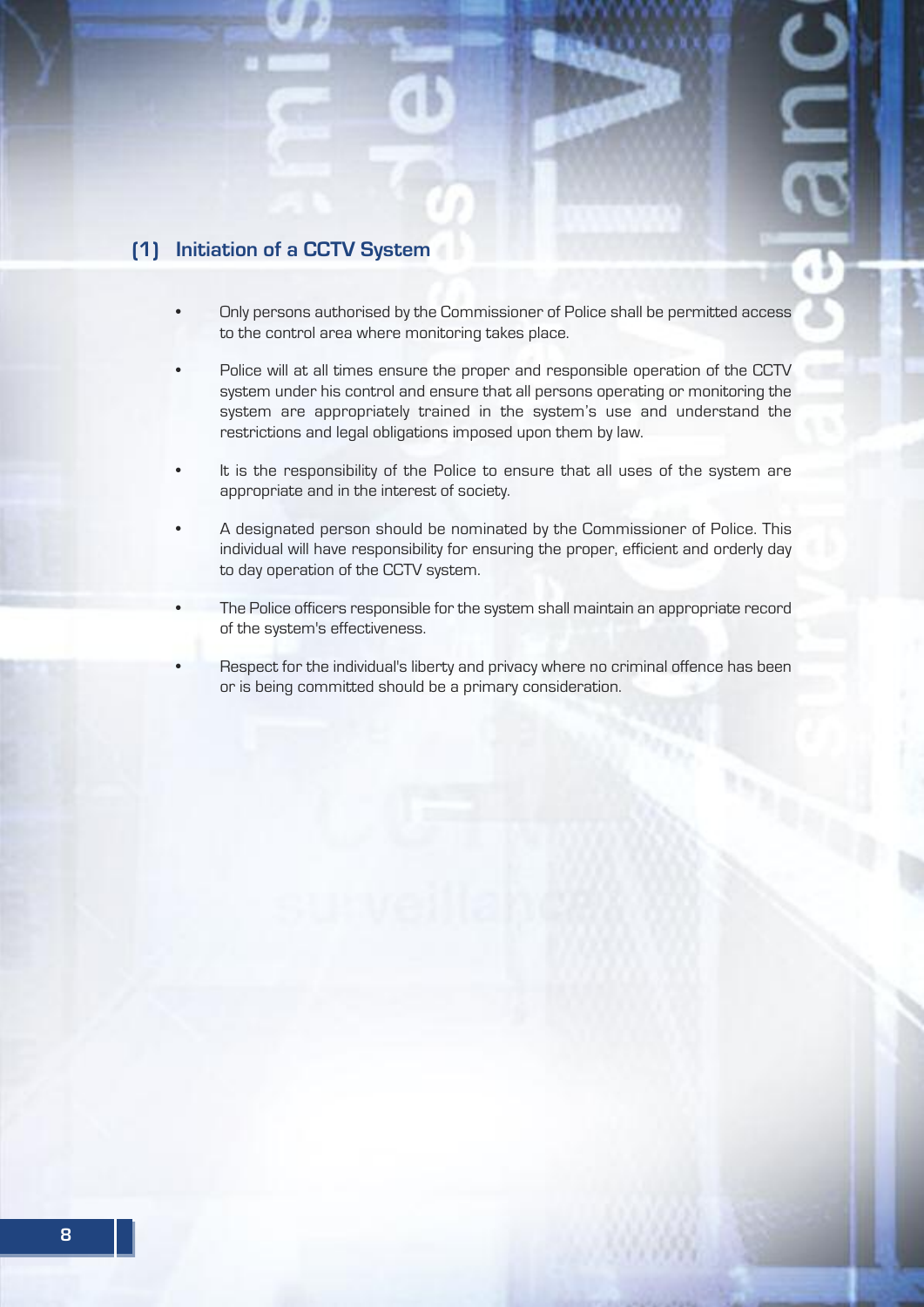## (1) Initiation of a CCTV System

- Only persons authorised by the Commissioner of Police shall be permitted access to the control area where monitoring takes place.
- Police will at all times ensure the proper and responsible operation of the CCTV system under his control and ensure that all persons operating or monitoring the system are appropriately trained in the system's use and understand the restrictions and legal obligations imposed upon them by law.
- It is the responsibility of the Police to ensure that all uses of the system are appropriate and in the interest of society.
- A designated person should be nominated by the Commissioner of Police. This individual will have responsibility for ensuring the proper, efficient and orderly day to day operation of the CCTV system.
- The Police officers responsible for the system shall maintain an appropriate record of the system's effectiveness.
- Respect for the individual's liberty and privacy where no criminal offence has been or is being committed should be a primary consideration.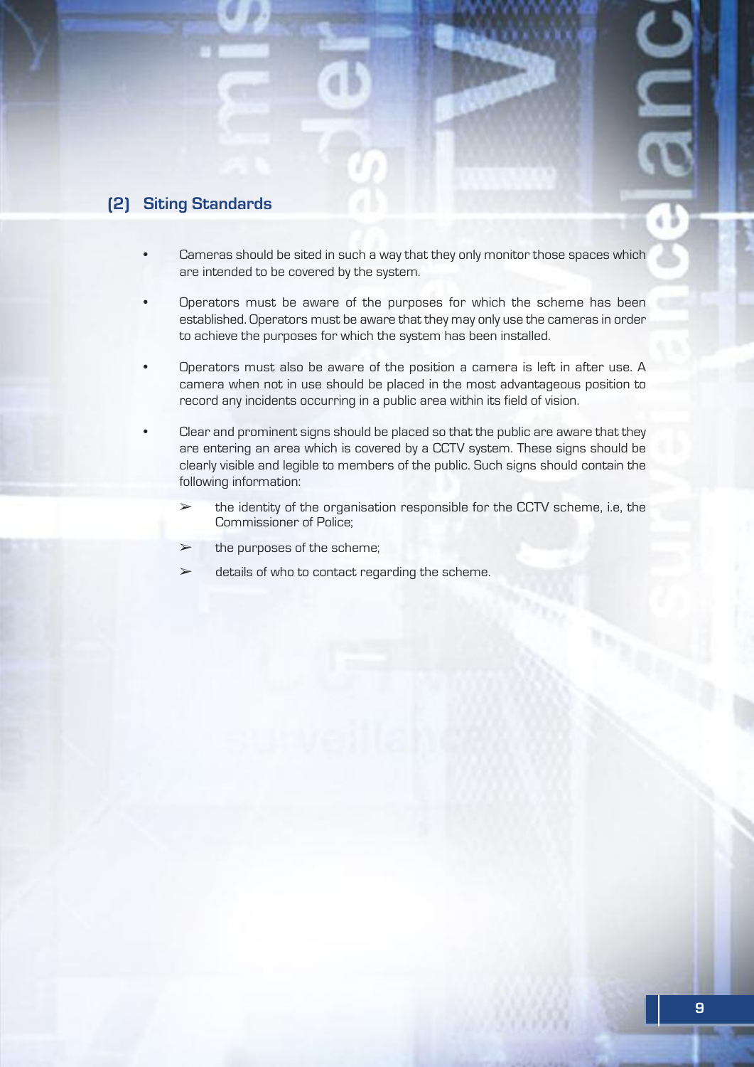## (2) Siting Standards

- Cameras should be sited in such a way that they only monitor those spaces which are intended to be covered by the system.
- Operators must be aware of the purposes for which the scheme has been established. Operators must be aware that they may only use the cameras in order to achieve the purposes for which the system has been installed.
- Operators must also be aware of the position a camera is left in after use. A camera when not in use should be placed in the most advantageous position to record any incidents occurring in a public area within its field of vision.
- Clear and prominent signs should be placed so that the public are aware that they are entering an area which is covered by a CCTV system. These signs should be clearly visible and legible to members of the public. Such signs should contain the following information:
  - the identity of the organisation responsible for the CCTV scheme, i.e, the Commissioner of Police;
  - the purposes of the scheme;
  - details of who to contact regarding the scheme.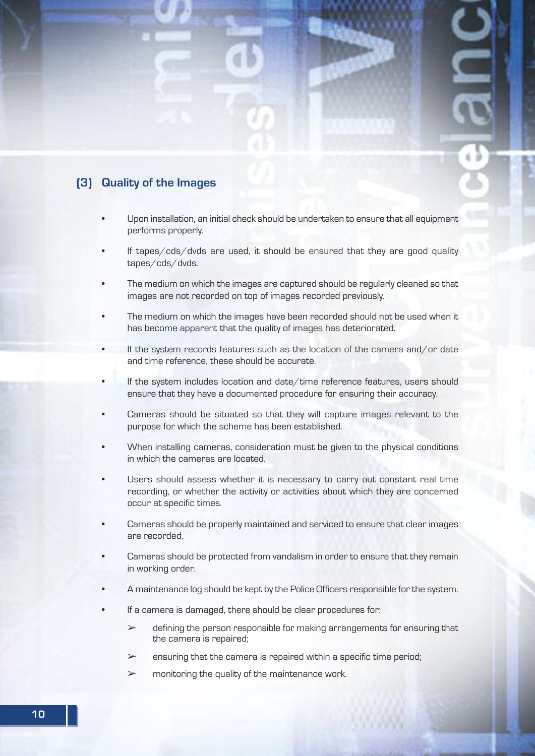## (3) Quality of the Images

- Upon installation, an initial check should be undertaken to ensure that all equipment performs properly.
- If tapes/cds/dvds are used, it should be ensured that they are good quality tapes/cds/dvds.
- The medium on which the images are captured should be regularly cleaned so that images are not recorded on top of images recorded previously.
- The medium on which the images have been recorded should not be used when it has become apparent that the quality of images has deteriorated.
- If the system records features such as the location of the camera and/or date and time reference, these should be accurate.
- If the system includes location and date/time reference features, users should ensure that they have a documented procedure for ensuring their accuracy.
- Cameras should be situated so that they will capture images relevant to the purpose for which the scheme has been established.
- When installing cameras, consideration must be given to the physical conditions in which the cameras are located.
- Users should assess whether it is necessary to carry out constant real time recording, or whether the activity or activities about which they are concerned occur at specific times.
- Cameras should be properly maintained and serviced to ensure that clear images are recorded.
- Cameras should be protected from vandalism in order to ensure that they remain in working order.
- A maintenance log should be kept by the Police Officers responsible for the system.
- If a camera is damaged, there should be clear procedures for:
  - defining the person responsible for making arrangements for ensuring that the camera is repaired;
  - ensuring that the camera is repaired within a specific time period;
  - monitoring the quality of the maintenance work.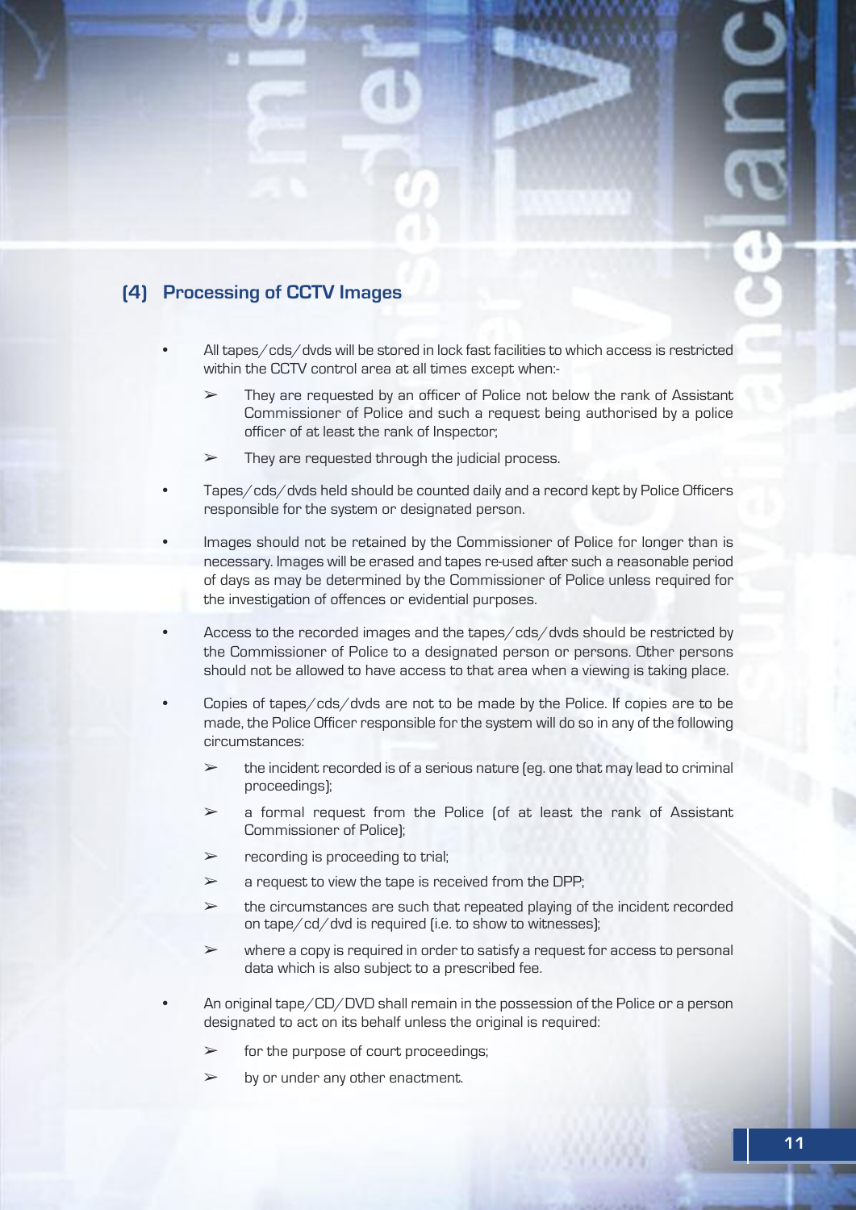## (4) Processing of CCTV Images

- All tapes/cds/dvds will be stored in lock fast facilities to which access is restricted within the CCTV control area at all times except when:-
  - They are requested by an officer of Police not below the rank of Assistant Commissioner of Police and such a request being authorised by a police officer of at least the rank of Inspector;
  - They are requested through the judicial process.
- Tapes/cds/dvds held should be counted daily and a record kept by Police Officers responsible for the system or designated person.
- Images should not be retained by the Commissioner of Police for longer than is necessary. Images will be erased and tapes re-used after such a reasonable period of days as may be determined by the Commissioner of Police unless required for the investigation of offences or evidential purposes.
- Access to the recorded images and the tapes/cds/dvds should be restricted by the Commissioner of Police to a designated person or persons. Other persons should not be allowed to have access to that area when a viewing is taking place.
- Copies of tapes/cds/dvds are not to be made by the Police. If copies are to be made, the Police Officer responsible for the system will do so in any of the following circumstances:
  - the incident recorded is of a serious nature (eg. one that may lead to criminal proceedings);
  - a formal request from the Police (of at least the rank of Assistant Commissioner of Police);
  - recording is proceeding to trial;
  - a request to view the tape is received from the DPP;
  - the circumstances are such that repeated playing of the incident recorded on tape/cd/dvd is required (i.e. to show to witnesses);
  - where a copy is required in order to satisfy a request for access to personal data which is also subject to a prescribed fee.
- An original tape/CD/DVD shall remain in the possession of the Police or a person designated to act on its behalf unless the original is required:
  - for the purpose of court proceedings;
  - by or under any other enactment.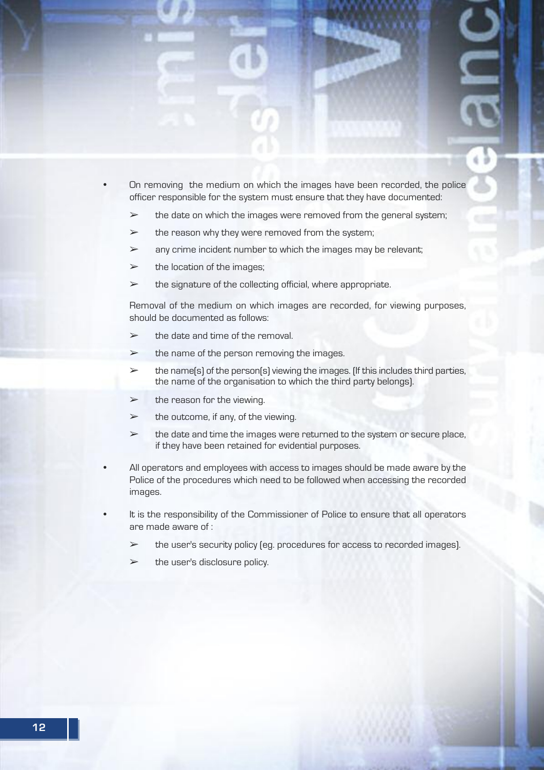- On removing  the medium on which the images have been recorded, the police officer responsible for the system must ensure that they have documented:

  - the date on which the images were removed from the general system;
  - the reason why they were removed from the system;
  - any crime incident number to which the images may be relevant;
  - the location of the images;
  - the signature of the collecting official, where appropriate.

  Removal of the medium on which images are recorded, for viewing purposes, should be documented as follows:

  - the date and time of the removal.
  - the name of the person removing the images.
  - the name(s) of the person(s) viewing the images. (If this includes third parties, the name of the organisation to which the third party belongs).
  - the reason for the viewing.
  - the outcome, if any, of the viewing.
  - the date and time the images were returned to the system or secure place, if they have been retained for evidential purposes.

- All operators and employees with access to images should be made aware by the Police of the procedures which need to be followed when accessing the recorded images.

- It is the responsibility of the Commissioner of Police to ensure that all operators are made aware of :

  - the user's security policy (eg. procedures for access to recorded images).
  - the user's disclosure policy.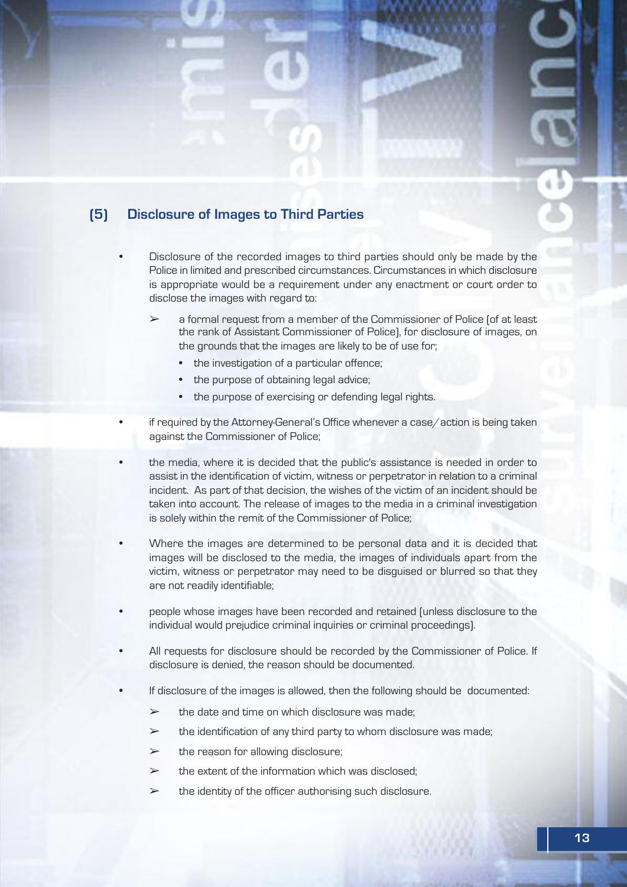## (5) Disclosure of Images to Third Parties

- Disclosure of the recorded images to third parties should only be made by the Police in limited and prescribed circumstances. Circumstances in which disclosure is appropriate would be a requirement under any enactment or court order to disclose the images with regard to:
  - a formal request from a member of the Commissioner of Police (of at least the rank of Assistant Commissioner of Police), for disclosure of images, on the grounds that the images are likely to be of use for;
    - the investigation of a particular offence;
    - the purpose of obtaining legal advice;
    - the purpose of exercising or defending legal rights.
- if required by the Attorney-General's Office whenever a case/action is being taken against the Commissioner of Police;
- the media, where it is decided that the public's assistance is needed in order to assist in the identification of victim, witness or perpetrator in relation to a criminal incident. As part of that decision, the wishes of the victim of an incident should be taken into account. The release of images to the media in a criminal investigation is solely within the remit of the Commissioner of Police;
- Where the images are determined to be personal data and it is decided that images will be disclosed to the media, the images of individuals apart from the victim, witness or perpetrator may need to be disguised or blurred so that they are not readily identifiable;
- people whose images have been recorded and retained (unless disclosure to the individual would prejudice criminal inquiries or criminal proceedings).
- All requests for disclosure should be recorded by the Commissioner of Police. If disclosure is denied, the reason should be documented.
- If disclosure of the images is allowed, then the following should be documented:
  - the date and time on which disclosure was made;
  - the identification of any third party to whom disclosure was made;
  - the reason for allowing disclosure;
  - the extent of the information which was disclosed;
  - the identity of the officer authorising such disclosure.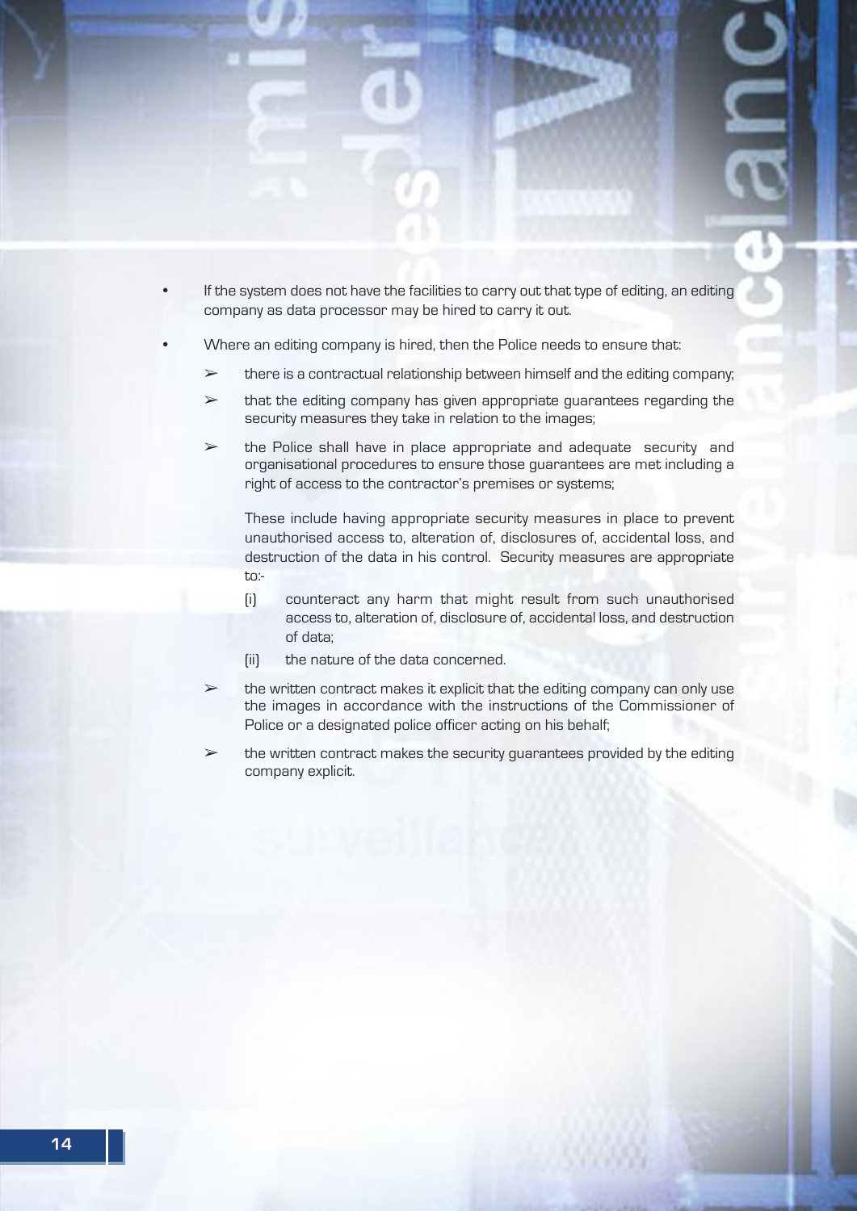- If the system does not have the facilities to carry out that type of editing, an editing company as data processor may be hired to carry it out.
- Where an editing company is hired, then the Police needs to ensure that:
  - there is a contractual relationship between himself and the editing company;
  - that the editing company has given appropriate guarantees regarding the security measures they take in relation to the images;
  - the Police shall have in place appropriate and adequate security and organisational procedures to ensure those guarantees are met including a right of access to the contractor's premises or systems;

    These include having appropriate security measures in place to prevent unauthorised access to, alteration of, disclosures of, accidental loss, and destruction of the data in his control. Security measures are appropriate to:-

    (i) counteract any harm that might result from such unauthorised access to, alteration of, disclosure of, accidental loss, and destruction of data;

    (ii) the nature of the data concerned.
  - the written contract makes it explicit that the editing company can only use the images in accordance with the instructions of the Commissioner of Police or a designated police officer acting on his behalf;
  - the written contract makes the security guarantees provided by the editing company explicit.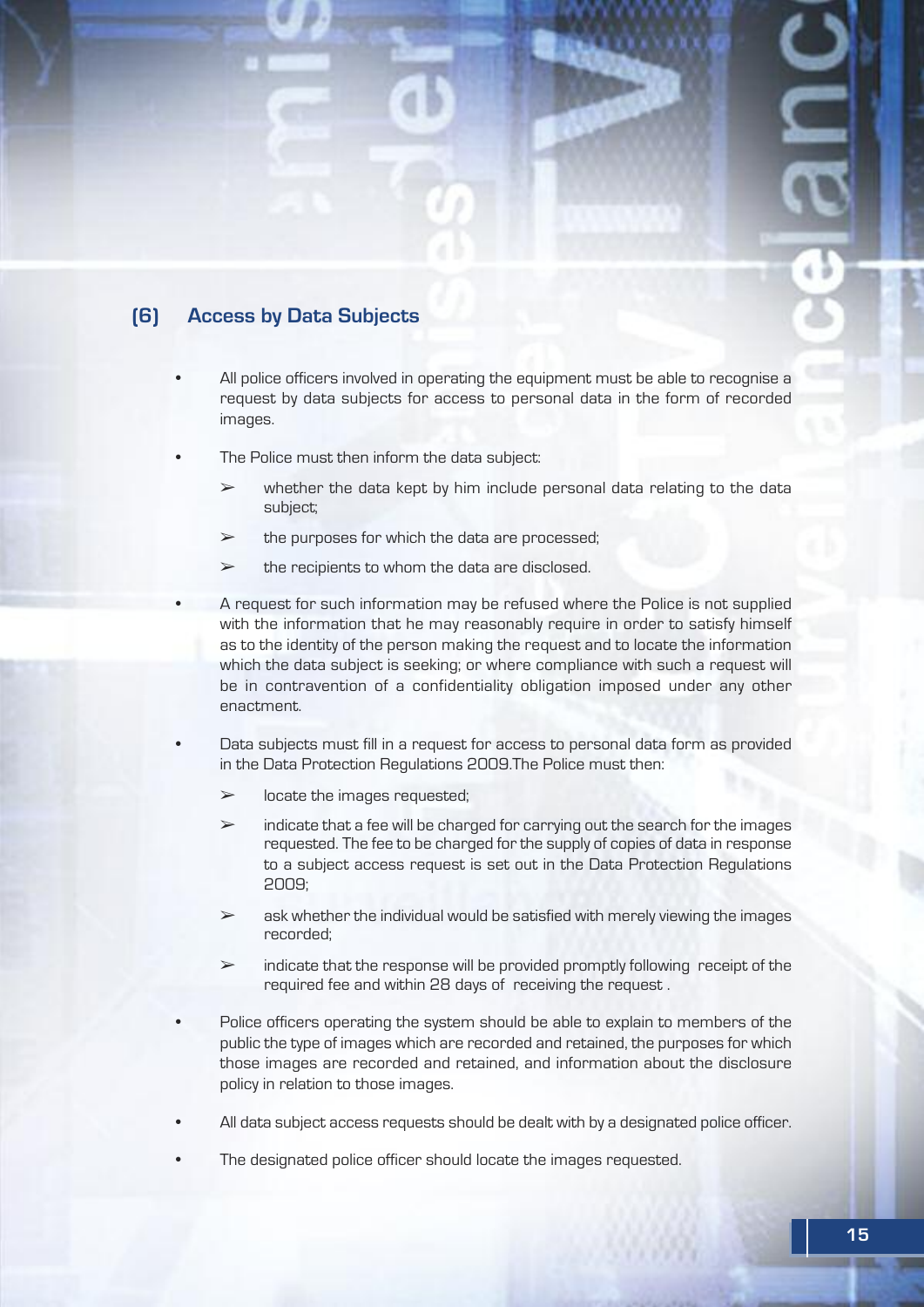## (6) Access by Data Subjects

- All police officers involved in operating the equipment must be able to recognise a request by data subjects for access to personal data in the form of recorded images.
- The Police must then inform the data subject:
  - ➢ whether the data kept by him include personal data relating to the data subject;
  - ➢ the purposes for which the data are processed;
  - ➢ the recipients to whom the data are disclosed.
- A request for such information may be refused where the Police is not supplied with the information that he may reasonably require in order to satisfy himself as to the identity of the person making the request and to locate the information which the data subject is seeking; or where compliance with such a request will be in contravention of a confidentiality obligation imposed under any other enactment.
- Data subjects must fill in a request for access to personal data form as provided in the Data Protection Regulations 2009.The Police must then:
  - ➢ locate the images requested;
  - ➢ indicate that a fee will be charged for carrying out the search for the images requested. The fee to be charged for the supply of copies of data in response to a subject access request is set out in the Data Protection Regulations 2009;
  - ➢ ask whether the individual would be satisfied with merely viewing the images recorded;
  - ➢ indicate that the response will be provided promptly following receipt of the required fee and within 28 days of receiving the request .
- Police officers operating the system should be able to explain to members of the public the type of images which are recorded and retained, the purposes for which those images are recorded and retained, and information about the disclosure policy in relation to those images.
- All data subject access requests should be dealt with by a designated police officer.
- The designated police officer should locate the images requested.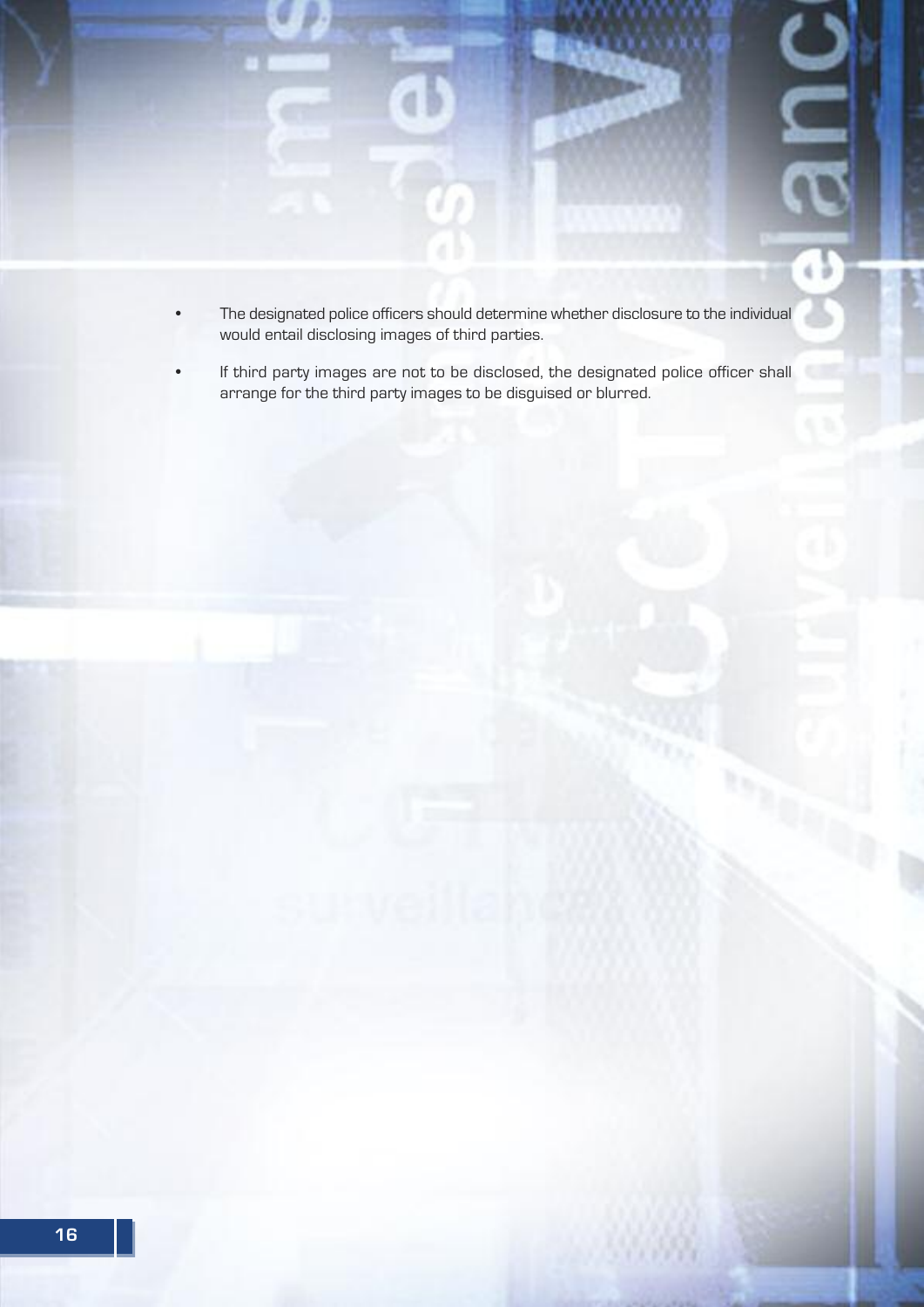- The designated police officers should determine whether disclosure to the individual would entail disclosing images of third parties.
- If third party images are not to be disclosed, the designated police officer shall arrange for the third party images to be disguised or blurred.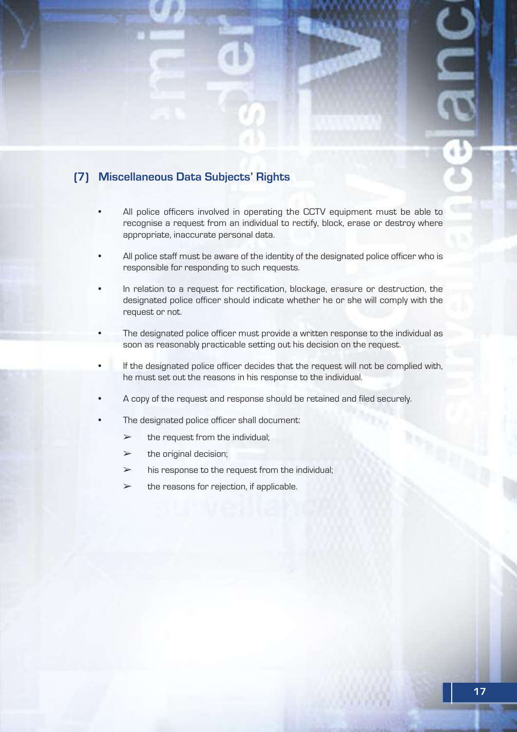## (7) Miscellaneous Data Subjects' Rights

- All police officers involved in operating the CCTV equipment must be able to recognise a request from an individual to rectify, block, erase or destroy where appropriate, inaccurate personal data.
- All police staff must be aware of the identity of the designated police officer who is responsible for responding to such requests.
- In relation to a request for rectification, blockage, erasure or destruction, the designated police officer should indicate whether he or she will comply with the request or not.
- The designated police officer must provide a written response to the individual as soon as reasonably practicable setting out his decision on the request.
- If the designated police officer decides that the request will not be complied with, he must set out the reasons in his response to the individual.
- A copy of the request and response should be retained and filed securely.
- The designated police officer shall document:
  - the request from the individual;
  - the original decision;
  - his response to the request from the individual;
  - the reasons for rejection, if applicable.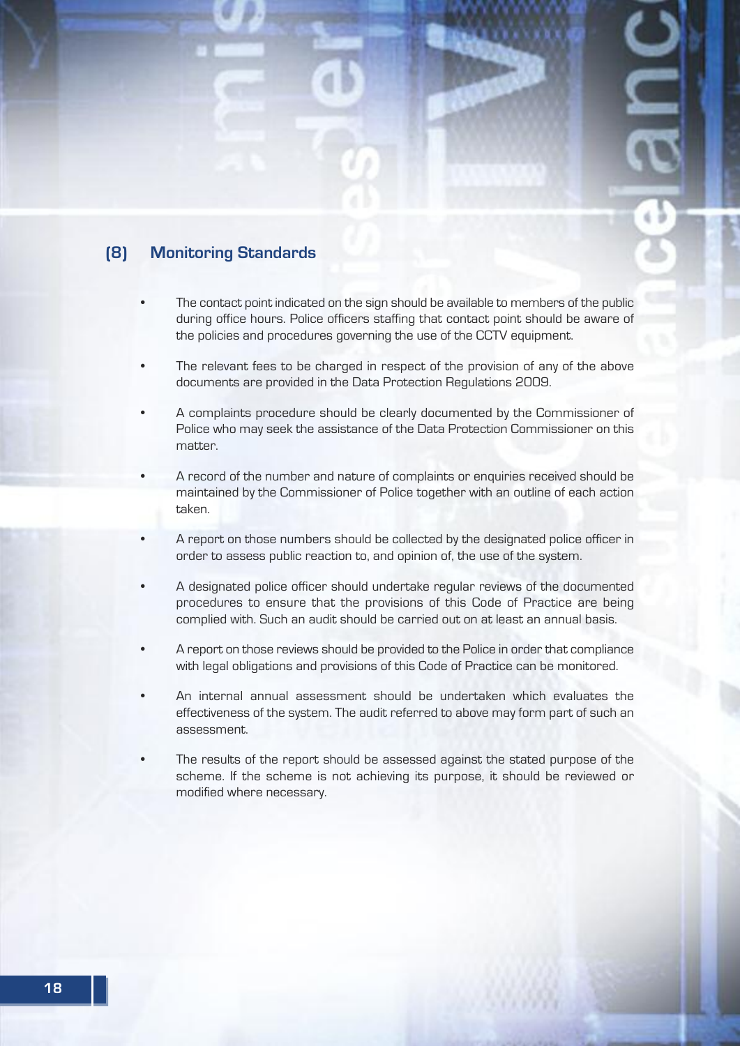## (8) Monitoring Standards

- The contact point indicated on the sign should be available to members of the public during office hours. Police officers staffing that contact point should be aware of the policies and procedures governing the use of the CCTV equipment.
- The relevant fees to be charged in respect of the provision of any of the above documents are provided in the Data Protection Regulations 2009.
- A complaints procedure should be clearly documented by the Commissioner of Police who may seek the assistance of the Data Protection Commissioner on this matter.
- A record of the number and nature of complaints or enquiries received should be maintained by the Commissioner of Police together with an outline of each action taken.
- A report on those numbers should be collected by the designated police officer in order to assess public reaction to, and opinion of, the use of the system.
- A designated police officer should undertake regular reviews of the documented procedures to ensure that the provisions of this Code of Practice are being complied with. Such an audit should be carried out on at least an annual basis.
- A report on those reviews should be provided to the Police in order that compliance with legal obligations and provisions of this Code of Practice can be monitored.
- An internal annual assessment should be undertaken which evaluates the effectiveness of the system. The audit referred to above may form part of such an assessment.
- The results of the report should be assessed against the stated purpose of the scheme. If the scheme is not achieving its purpose, it should be reviewed or modified where necessary.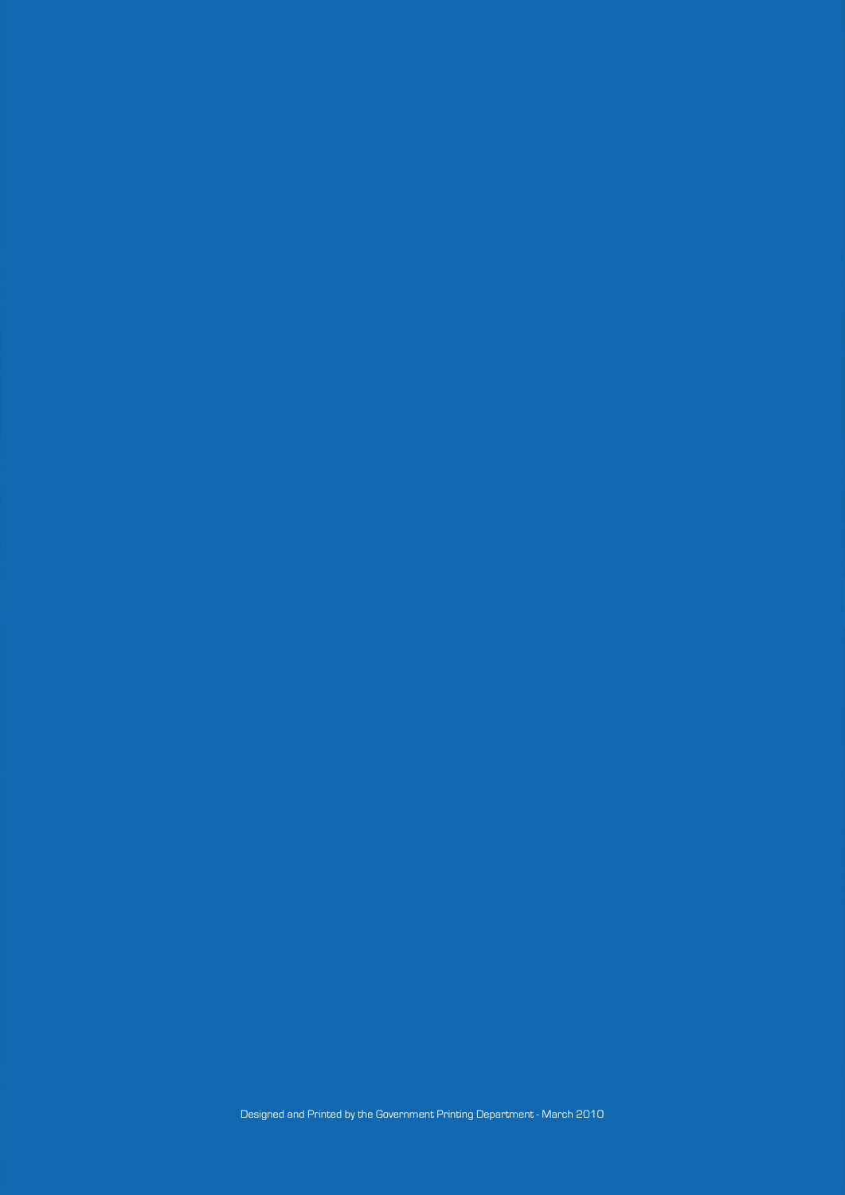Designed and Printed by the Government Printing Department - March 2010